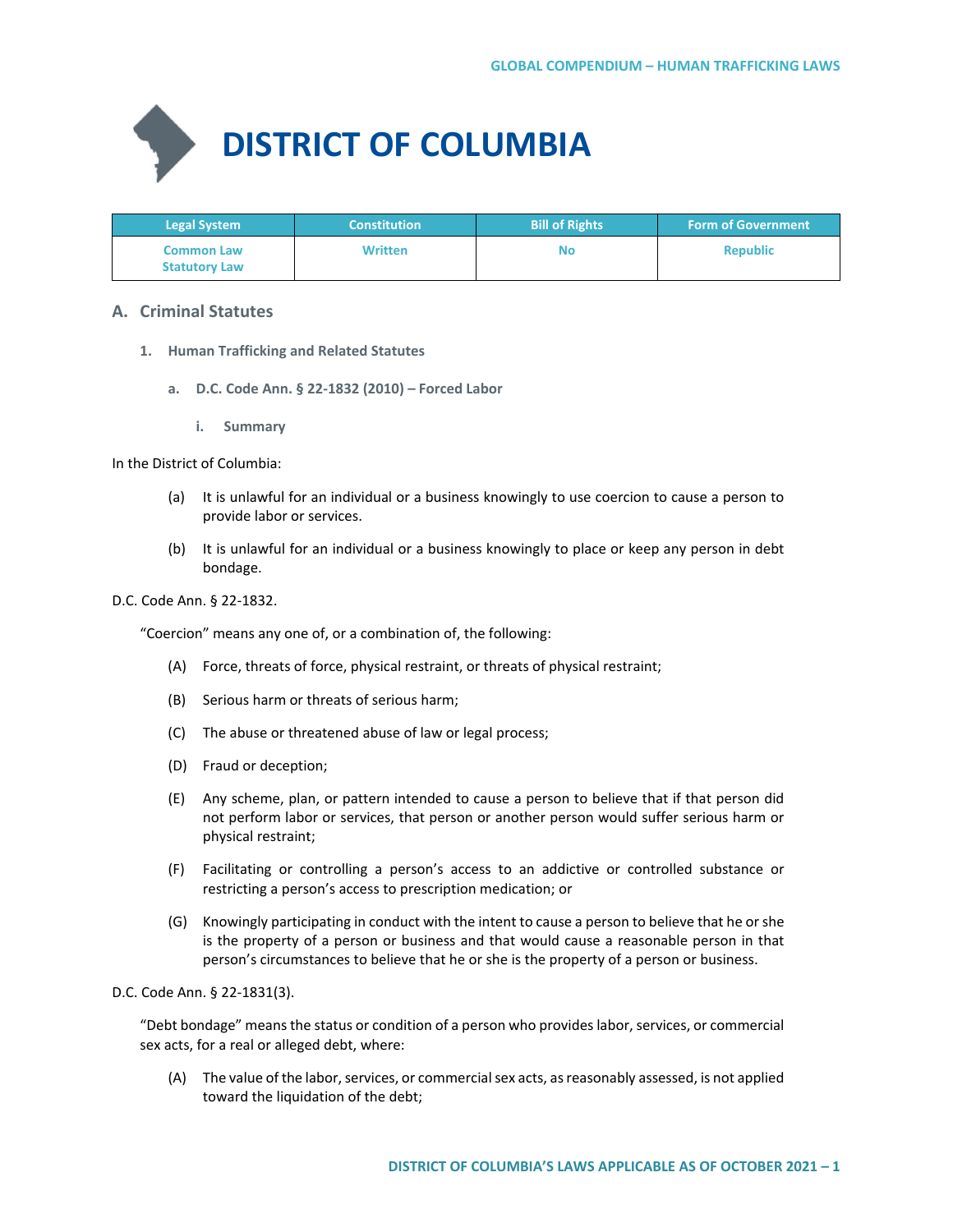# DISTRICT OF COLUMBIA

| Legal System | Constitution | Bill of Rights | Form of Government |
| --- | --- | --- | --- |
| Common Law Statutory Law | Written | No | Republic |

## A. Criminal Statutes

### 1. Human Trafficking and Related Statutes

#### a. D.C. Code Ann. § 22-1832 (2010) – Forced Labor

##### i. Summary

In the District of Columbia:

(a) It is unlawful for an individual or a business knowingly to use coercion to cause a person to provide labor or services.

(b) It is unlawful for an individual or a business knowingly to place or keep any person in debt bondage.

D.C. Code Ann. § 22-1832.

"Coercion" means any one of, or a combination of, the following:

(A) Force, threats of force, physical restraint, or threats of physical restraint;

(B) Serious harm or threats of serious harm;

(C) The abuse or threatened abuse of law or legal process;

(D) Fraud or deception;

(E) Any scheme, plan, or pattern intended to cause a person to believe that if that person did not perform labor or services, that person or another person would suffer serious harm or physical restraint;

(F) Facilitating or controlling a person's access to an addictive or controlled substance or restricting a person's access to prescription medication; or

(G) Knowingly participating in conduct with the intent to cause a person to believe that he or she is the property of a person or business and that would cause a reasonable person in that person's circumstances to believe that he or she is the property of a person or business.

D.C. Code Ann. § 22-1831(3).

"Debt bondage" means the status or condition of a person who provides labor, services, or commercial sex acts, for a real or alleged debt, where:

(A) The value of the labor, services, or commercial sex acts, as reasonably assessed, is not applied toward the liquidation of the debt;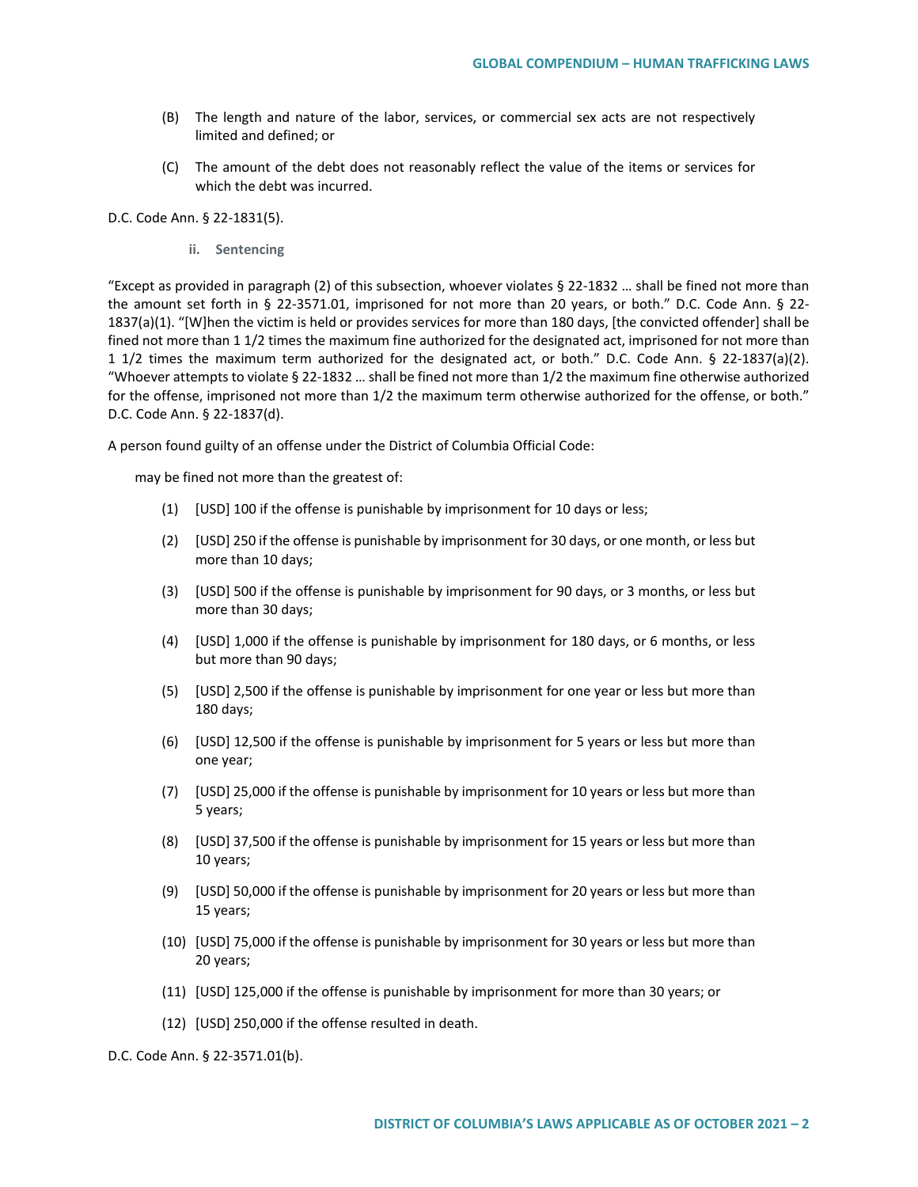(B) The length and nature of the labor, services, or commercial sex acts are not respectively limited and defined; or

(C) The amount of the debt does not reasonably reflect the value of the items or services for which the debt was incurred.

D.C. Code Ann. § 22-1831(5).

#### ii. Sentencing

"Except as provided in paragraph (2) of this subsection, whoever violates § 22-1832 … shall be fined not more than the amount set forth in § 22-3571.01, imprisoned for not more than 20 years, or both." D.C. Code Ann. § 22-1837(a)(1). "[W]hen the victim is held or provides services for more than 180 days, [the convicted offender] shall be fined not more than 1 1/2 times the maximum fine authorized for the designated act, imprisoned for not more than 1 1/2 times the maximum term authorized for the designated act, or both." D.C. Code Ann. § 22-1837(a)(2). "Whoever attempts to violate § 22-1832 … shall be fined not more than 1/2 the maximum fine otherwise authorized for the offense, imprisoned not more than 1/2 the maximum term otherwise authorized for the offense, or both." D.C. Code Ann. § 22-1837(d).

A person found guilty of an offense under the District of Columbia Official Code:

> may be fined not more than the greatest of:
>
> (1) [USD] 100 if the offense is punishable by imprisonment for 10 days or less;
>
> (2) [USD] 250 if the offense is punishable by imprisonment for 30 days, or one month, or less but more than 10 days;
>
> (3) [USD] 500 if the offense is punishable by imprisonment for 90 days, or 3 months, or less but more than 30 days;
>
> (4) [USD] 1,000 if the offense is punishable by imprisonment for 180 days, or 6 months, or less but more than 90 days;
>
> (5) [USD] 2,500 if the offense is punishable by imprisonment for one year or less but more than 180 days;
>
> (6) [USD] 12,500 if the offense is punishable by imprisonment for 5 years or less but more than one year;
>
> (7) [USD] 25,000 if the offense is punishable by imprisonment for 10 years or less but more than 5 years;
>
> (8) [USD] 37,500 if the offense is punishable by imprisonment for 15 years or less but more than 10 years;
>
> (9) [USD] 50,000 if the offense is punishable by imprisonment for 20 years or less but more than 15 years;
>
> (10) [USD] 75,000 if the offense is punishable by imprisonment for 30 years or less but more than 20 years;
>
> (11) [USD] 125,000 if the offense is punishable by imprisonment for more than 30 years; or
>
> (12) [USD] 250,000 if the offense resulted in death.

D.C. Code Ann. § 22-3571.01(b).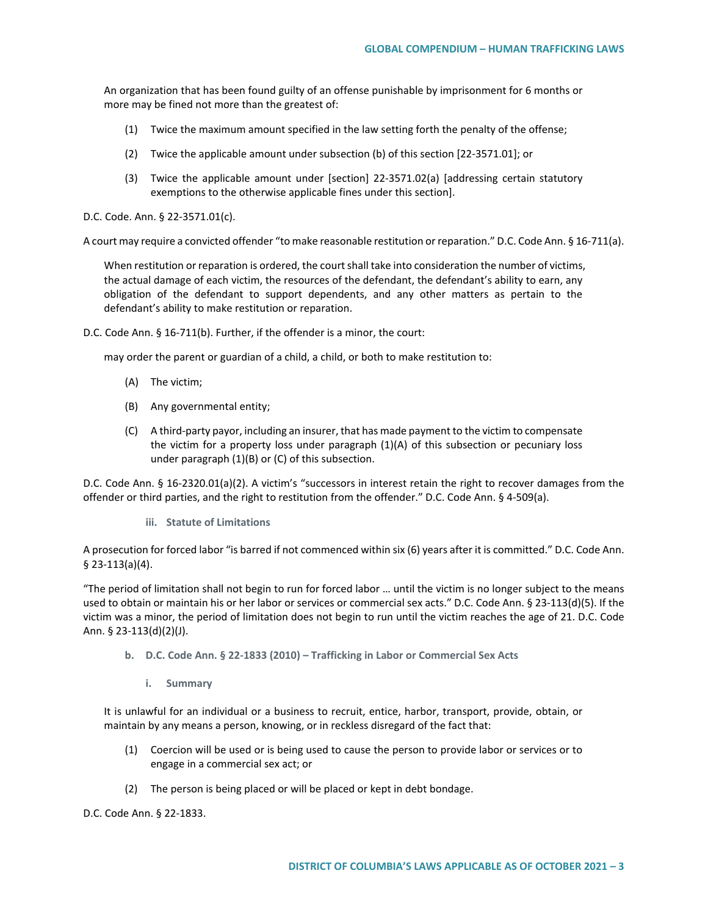> An organization that has been found guilty of an offense punishable by imprisonment for 6 months or more may be fined not more than the greatest of:
>
> (1) Twice the maximum amount specified in the law setting forth the penalty of the offense;
>
> (2) Twice the applicable amount under subsection (b) of this section [22-3571.01]; or
>
> (3) Twice the applicable amount under [section] 22-3571.02(a) [addressing certain statutory exemptions to the otherwise applicable fines under this section].

D.C. Code. Ann. § 22-3571.01(c).

A court may require a convicted offender "to make reasonable restitution or reparation." D.C. Code Ann. § 16-711(a).

> When restitution or reparation is ordered, the court shall take into consideration the number of victims, the actual damage of each victim, the resources of the defendant, the defendant's ability to earn, any obligation of the defendant to support dependents, and any other matters as pertain to the defendant's ability to make restitution or reparation.

D.C. Code Ann. § 16-711(b). Further, if the offender is a minor, the court:

> may order the parent or guardian of a child, a child, or both to make restitution to:
>
> (A) The victim;
>
> (B) Any governmental entity;
>
> (C) A third-party payor, including an insurer, that has made payment to the victim to compensate the victim for a property loss under paragraph (1)(A) of this subsection or pecuniary loss under paragraph (1)(B) or (C) of this subsection.

D.C. Code Ann. § 16-2320.01(a)(2). A victim's "successors in interest retain the right to recover damages from the offender or third parties, and the right to restitution from the offender." D.C. Code Ann. § 4-509(a).

#### iii. Statute of Limitations

A prosecution for forced labor "is barred if not commenced within six (6) years after it is committed." D.C. Code Ann. § 23-113(a)(4).

"The period of limitation shall not begin to run for forced labor … until the victim is no longer subject to the means used to obtain or maintain his or her labor or services or commercial sex acts." D.C. Code Ann. § 23-113(d)(5). If the victim was a minor, the period of limitation does not begin to run until the victim reaches the age of 21. D.C. Code Ann. § 23-113(d)(2)(J).

### b. D.C. Code Ann. § 22-1833 (2010) – Trafficking in Labor or Commercial Sex Acts

#### i. Summary

> It is unlawful for an individual or a business to recruit, entice, harbor, transport, provide, obtain, or maintain by any means a person, knowing, or in reckless disregard of the fact that:
>
> (1) Coercion will be used or is being used to cause the person to provide labor or services or to engage in a commercial sex act; or
>
> (2) The person is being placed or will be placed or kept in debt bondage.

D.C. Code Ann. § 22-1833.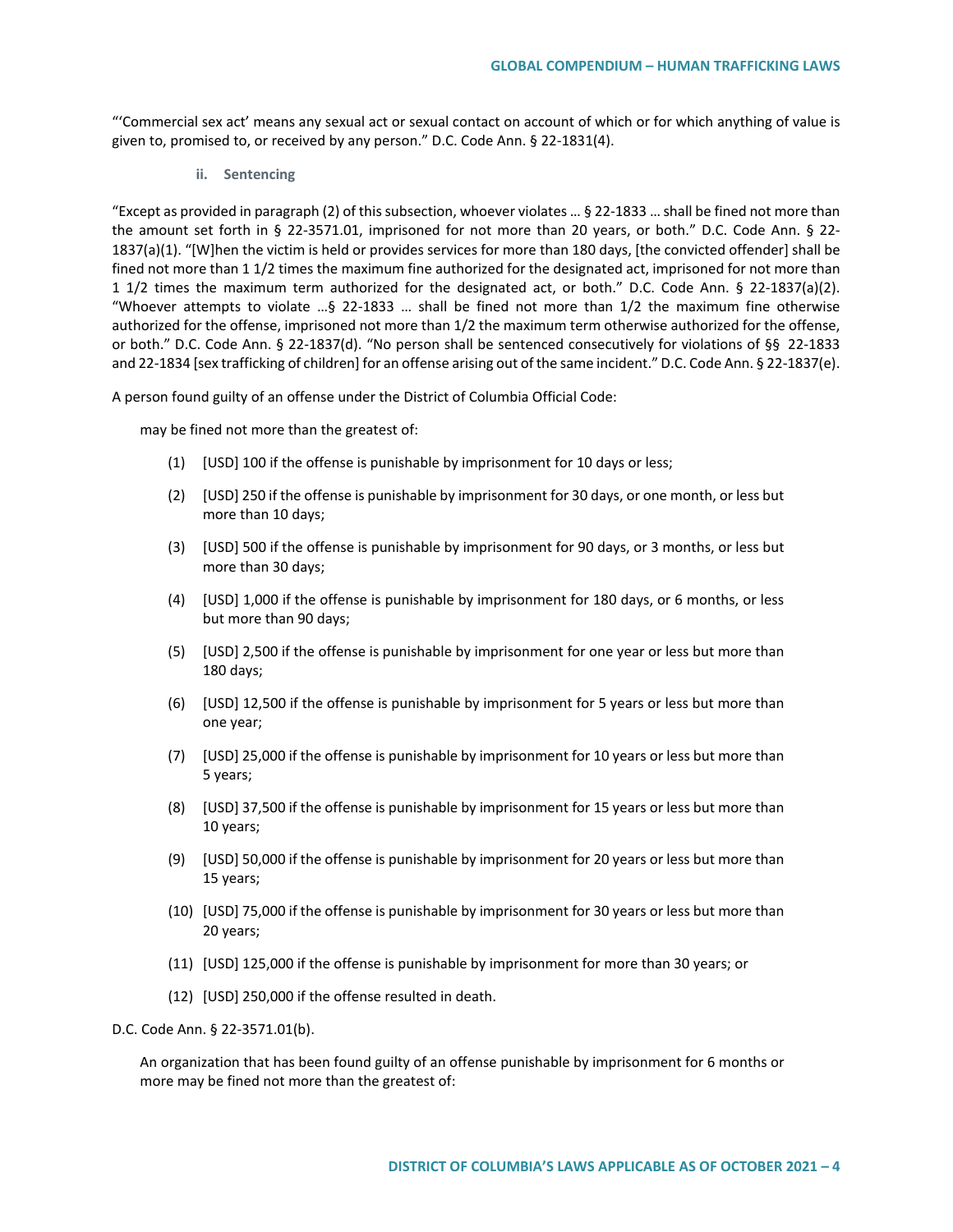"'Commercial sex act' means any sexual act or sexual contact on account of which or for which anything of value is given to, promised to, or received by any person." D.C. Code Ann. § 22-1831(4).

#### ii. Sentencing

"Except as provided in paragraph (2) of this subsection, whoever violates … § 22-1833 … shall be fined not more than the amount set forth in § 22-3571.01, imprisoned for not more than 20 years, or both." D.C. Code Ann. § 22-1837(a)(1). "[W]hen the victim is held or provides services for more than 180 days, [the convicted offender] shall be fined not more than 1 1/2 times the maximum fine authorized for the designated act, imprisoned for not more than 1 1/2 times the maximum term authorized for the designated act, or both." D.C. Code Ann. § 22-1837(a)(2). "Whoever attempts to violate …§ 22-1833 … shall be fined not more than 1/2 the maximum fine otherwise authorized for the offense, imprisoned not more than 1/2 the maximum term otherwise authorized for the offense, or both." D.C. Code Ann. § 22-1837(d). "No person shall be sentenced consecutively for violations of §§ 22-1833 and 22-1834 [sex trafficking of children] for an offense arising out of the same incident." D.C. Code Ann. § 22-1837(e).

A person found guilty of an offense under the District of Columbia Official Code:

> may be fined not more than the greatest of:
>
> (1) [USD] 100 if the offense is punishable by imprisonment for 10 days or less;
>
> (2) [USD] 250 if the offense is punishable by imprisonment for 30 days, or one month, or less but more than 10 days;
>
> (3) [USD] 500 if the offense is punishable by imprisonment for 90 days, or 3 months, or less but more than 30 days;
>
> (4) [USD] 1,000 if the offense is punishable by imprisonment for 180 days, or 6 months, or less but more than 90 days;
>
> (5) [USD] 2,500 if the offense is punishable by imprisonment for one year or less but more than 180 days;
>
> (6) [USD] 12,500 if the offense is punishable by imprisonment for 5 years or less but more than one year;
>
> (7) [USD] 25,000 if the offense is punishable by imprisonment for 10 years or less but more than 5 years;
>
> (8) [USD] 37,500 if the offense is punishable by imprisonment for 15 years or less but more than 10 years;
>
> (9) [USD] 50,000 if the offense is punishable by imprisonment for 20 years or less but more than 15 years;
>
> (10) [USD] 75,000 if the offense is punishable by imprisonment for 30 years or less but more than 20 years;
>
> (11) [USD] 125,000 if the offense is punishable by imprisonment for more than 30 years; or
>
> (12) [USD] 250,000 if the offense resulted in death.

D.C. Code Ann. § 22-3571.01(b).

> An organization that has been found guilty of an offense punishable by imprisonment for 6 months or more may be fined not more than the greatest of: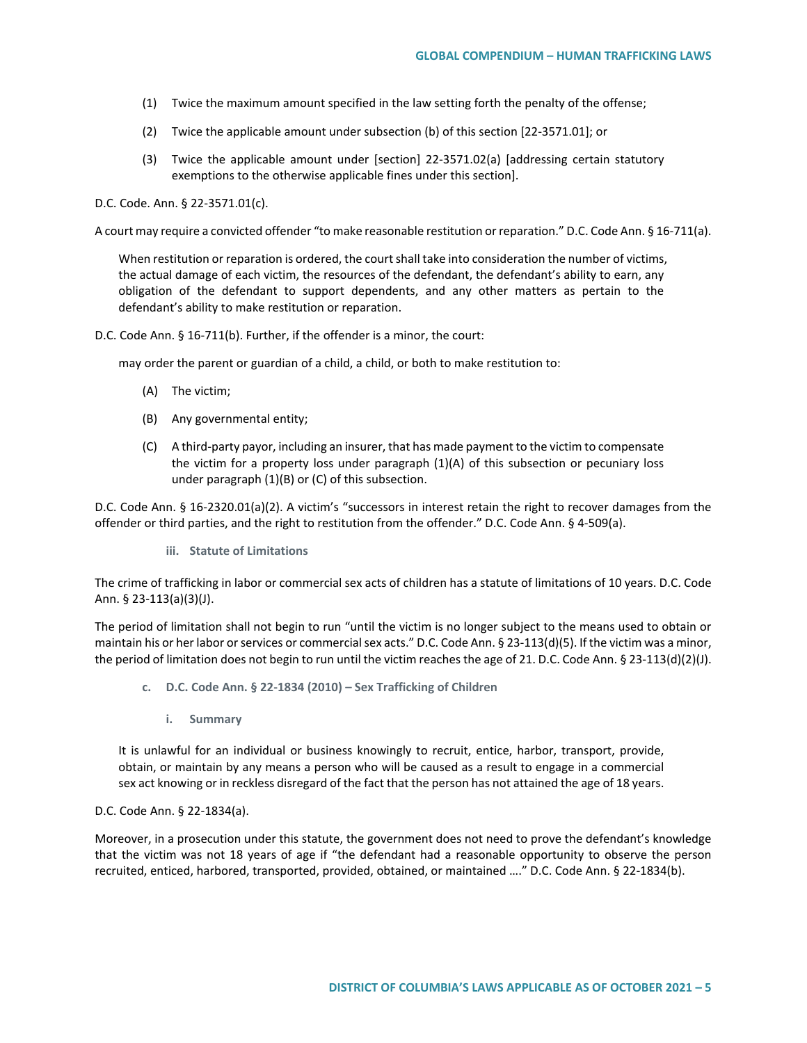(1) Twice the maximum amount specified in the law setting forth the penalty of the offense;

(2) Twice the applicable amount under subsection (b) of this section [22-3571.01]; or

(3) Twice the applicable amount under [section] 22-3571.02(a) [addressing certain statutory exemptions to the otherwise applicable fines under this section].

D.C. Code. Ann. § 22-3571.01(c).

A court may require a convicted offender "to make reasonable restitution or reparation." D.C. Code Ann. § 16-711(a).

> When restitution or reparation is ordered, the court shall take into consideration the number of victims, the actual damage of each victim, the resources of the defendant, the defendant's ability to earn, any obligation of the defendant to support dependents, and any other matters as pertain to the defendant's ability to make restitution or reparation.

D.C. Code Ann. § 16-711(b). Further, if the offender is a minor, the court:

> may order the parent or guardian of a child, a child, or both to make restitution to:
>
> (A) The victim;
>
> (B) Any governmental entity;
>
> (C) A third-party payor, including an insurer, that has made payment to the victim to compensate the victim for a property loss under paragraph (1)(A) of this subsection or pecuniary loss under paragraph (1)(B) or (C) of this subsection.

D.C. Code Ann. § 16-2320.01(a)(2). A victim's "successors in interest retain the right to recover damages from the offender or third parties, and the right to restitution from the offender." D.C. Code Ann. § 4-509(a).

#### iii. Statute of Limitations

The crime of trafficking in labor or commercial sex acts of children has a statute of limitations of 10 years. D.C. Code Ann. § 23-113(a)(3)(J).

The period of limitation shall not begin to run "until the victim is no longer subject to the means used to obtain or maintain his or her labor or services or commercial sex acts." D.C. Code Ann. § 23-113(d)(5). If the victim was a minor, the period of limitation does not begin to run until the victim reaches the age of 21. D.C. Code Ann. § 23-113(d)(2)(J).

### c. D.C. Code Ann. § 22-1834 (2010) – Sex Trafficking of Children

#### i. Summary

> It is unlawful for an individual or business knowingly to recruit, entice, harbor, transport, provide, obtain, or maintain by any means a person who will be caused as a result to engage in a commercial sex act knowing or in reckless disregard of the fact that the person has not attained the age of 18 years.

D.C. Code Ann. § 22-1834(a).

Moreover, in a prosecution under this statute, the government does not need to prove the defendant's knowledge that the victim was not 18 years of age if "the defendant had a reasonable opportunity to observe the person recruited, enticed, harbored, transported, provided, obtained, or maintained …." D.C. Code Ann. § 22-1834(b).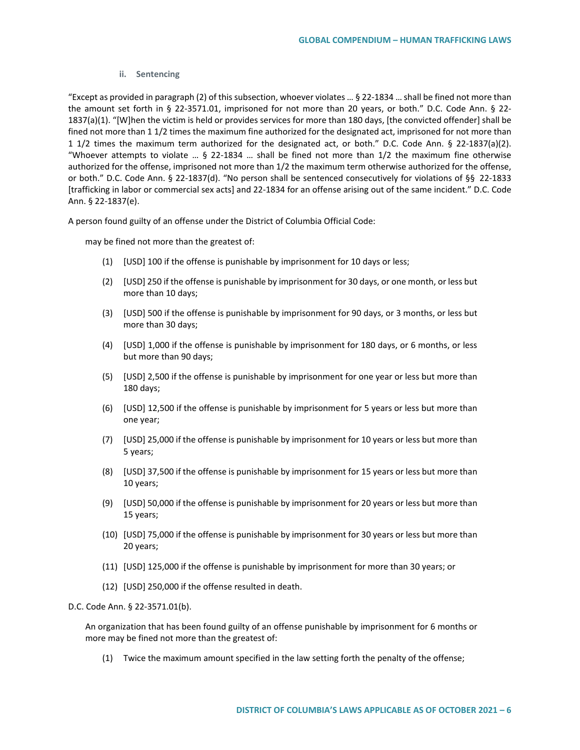#### ii. Sentencing

"Except as provided in paragraph (2) of this subsection, whoever violates … § 22-1834 … shall be fined not more than the amount set forth in § 22-3571.01, imprisoned for not more than 20 years, or both." D.C. Code Ann. § 22-1837(a)(1). "[W]hen the victim is held or provides services for more than 180 days, [the convicted offender] shall be fined not more than 1 1/2 times the maximum fine authorized for the designated act, imprisoned for not more than 1 1/2 times the maximum term authorized for the designated act, or both." D.C. Code Ann. § 22-1837(a)(2). "Whoever attempts to violate … § 22-1834 … shall be fined not more than 1/2 the maximum fine otherwise authorized for the offense, imprisoned not more than 1/2 the maximum term otherwise authorized for the offense, or both." D.C. Code Ann. § 22-1837(d). "No person shall be sentenced consecutively for violations of §§ 22-1833 [trafficking in labor or commercial sex acts] and 22-1834 for an offense arising out of the same incident." D.C. Code Ann. § 22-1837(e).

A person found guilty of an offense under the District of Columbia Official Code:

> may be fined not more than the greatest of:
>
> (1) [USD] 100 if the offense is punishable by imprisonment for 10 days or less;
>
> (2) [USD] 250 if the offense is punishable by imprisonment for 30 days, or one month, or less but more than 10 days;
>
> (3) [USD] 500 if the offense is punishable by imprisonment for 90 days, or 3 months, or less but more than 30 days;
>
> (4) [USD] 1,000 if the offense is punishable by imprisonment for 180 days, or 6 months, or less but more than 90 days;
>
> (5) [USD] 2,500 if the offense is punishable by imprisonment for one year or less but more than 180 days;
>
> (6) [USD] 12,500 if the offense is punishable by imprisonment for 5 years or less but more than one year;
>
> (7) [USD] 25,000 if the offense is punishable by imprisonment for 10 years or less but more than 5 years;
>
> (8) [USD] 37,500 if the offense is punishable by imprisonment for 15 years or less but more than 10 years;
>
> (9) [USD] 50,000 if the offense is punishable by imprisonment for 20 years or less but more than 15 years;
>
> (10) [USD] 75,000 if the offense is punishable by imprisonment for 30 years or less but more than 20 years;
>
> (11) [USD] 125,000 if the offense is punishable by imprisonment for more than 30 years; or
>
> (12) [USD] 250,000 if the offense resulted in death.

D.C. Code Ann. § 22-3571.01(b).

> An organization that has been found guilty of an offense punishable by imprisonment for 6 months or more may be fined not more than the greatest of:
>
> (1) Twice the maximum amount specified in the law setting forth the penalty of the offense;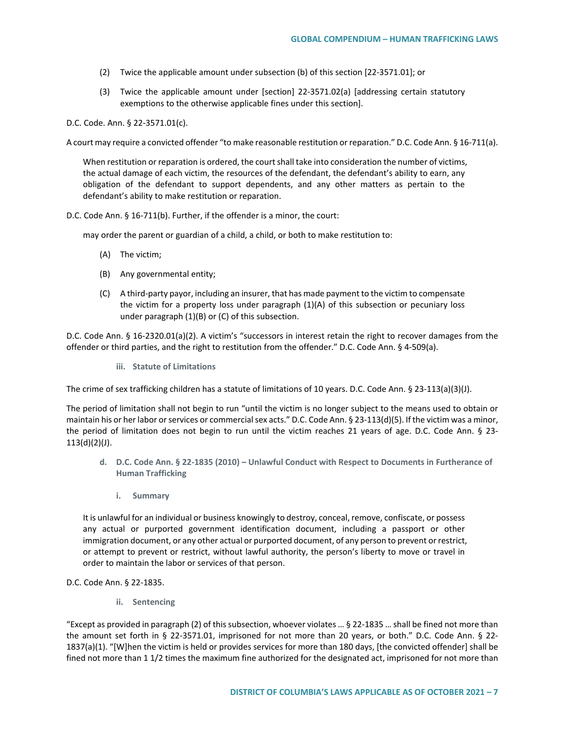(2) Twice the applicable amount under subsection (b) of this section [22-3571.01]; or

(3) Twice the applicable amount under [section] 22-3571.02(a) [addressing certain statutory exemptions to the otherwise applicable fines under this section].

D.C. Code. Ann. § 22-3571.01(c).

A court may require a convicted offender "to make reasonable restitution or reparation." D.C. Code Ann. § 16-711(a).

> When restitution or reparation is ordered, the court shall take into consideration the number of victims, the actual damage of each victim, the resources of the defendant, the defendant's ability to earn, any obligation of the defendant to support dependents, and any other matters as pertain to the defendant's ability to make restitution or reparation.

D.C. Code Ann. § 16-711(b). Further, if the offender is a minor, the court:

> may order the parent or guardian of a child, a child, or both to make restitution to:
>
> (A) The victim;
>
> (B) Any governmental entity;
>
> (C) A third-party payor, including an insurer, that has made payment to the victim to compensate the victim for a property loss under paragraph (1)(A) of this subsection or pecuniary loss under paragraph (1)(B) or (C) of this subsection.

D.C. Code Ann. § 16-2320.01(a)(2). A victim's "successors in interest retain the right to recover damages from the offender or third parties, and the right to restitution from the offender." D.C. Code Ann. § 4-509(a).

#### iii. Statute of Limitations

The crime of sex trafficking children has a statute of limitations of 10 years. D.C. Code Ann. § 23-113(a)(3)(J).

The period of limitation shall not begin to run "until the victim is no longer subject to the means used to obtain or maintain his or her labor or services or commercial sex acts." D.C. Code Ann. § 23-113(d)(5). If the victim was a minor, the period of limitation does not begin to run until the victim reaches 21 years of age. D.C. Code Ann. § 23-113(d)(2)(J).

### d. D.C. Code Ann. § 22-1835 (2010) – Unlawful Conduct with Respect to Documents in Furtherance of Human Trafficking

#### i. Summary

> It is unlawful for an individual or business knowingly to destroy, conceal, remove, confiscate, or possess any actual or purported government identification document, including a passport or other immigration document, or any other actual or purported document, of any person to prevent or restrict, or attempt to prevent or restrict, without lawful authority, the person's liberty to move or travel in order to maintain the labor or services of that person.

D.C. Code Ann. § 22-1835.

#### ii. Sentencing

"Except as provided in paragraph (2) of this subsection, whoever violates … § 22-1835 … shall be fined not more than the amount set forth in § 22-3571.01, imprisoned for not more than 20 years, or both." D.C. Code Ann. § 22-1837(a)(1). "[W]hen the victim is held or provides services for more than 180 days, [the convicted offender] shall be fined not more than 1 1/2 times the maximum fine authorized for the designated act, imprisoned for not more than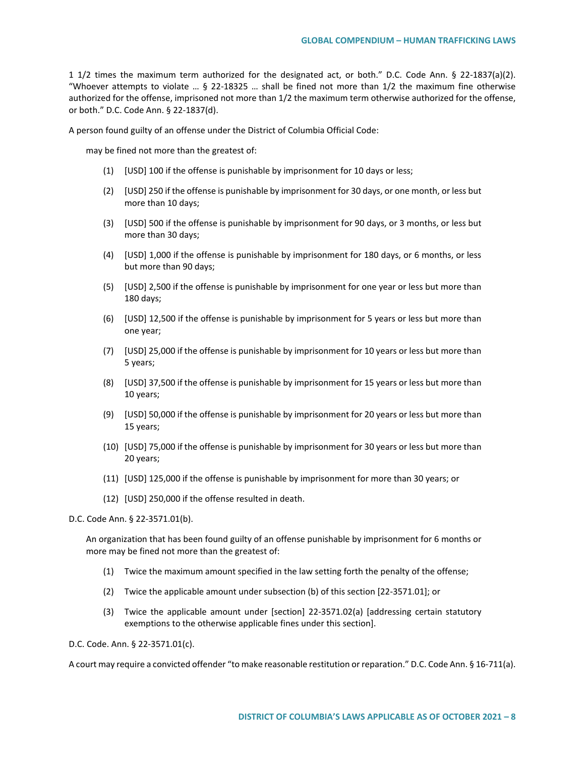1 1/2 times the maximum term authorized for the designated act, or both." D.C. Code Ann. § 22-1837(a)(2). "Whoever attempts to violate … § 22-18325 … shall be fined not more than 1/2 the maximum fine otherwise authorized for the offense, imprisoned not more than 1/2 the maximum term otherwise authorized for the offense, or both." D.C. Code Ann. § 22-1837(d).

A person found guilty of an offense under the District of Columbia Official Code:

> may be fined not more than the greatest of:
>
> (1) [USD] 100 if the offense is punishable by imprisonment for 10 days or less;
>
> (2) [USD] 250 if the offense is punishable by imprisonment for 30 days, or one month, or less but more than 10 days;
>
> (3) [USD] 500 if the offense is punishable by imprisonment for 90 days, or 3 months, or less but more than 30 days;
>
> (4) [USD] 1,000 if the offense is punishable by imprisonment for 180 days, or 6 months, or less but more than 90 days;
>
> (5) [USD] 2,500 if the offense is punishable by imprisonment for one year or less but more than 180 days;
>
> (6) [USD] 12,500 if the offense is punishable by imprisonment for 5 years or less but more than one year;
>
> (7) [USD] 25,000 if the offense is punishable by imprisonment for 10 years or less but more than 5 years;
>
> (8) [USD] 37,500 if the offense is punishable by imprisonment for 15 years or less but more than 10 years;
>
> (9) [USD] 50,000 if the offense is punishable by imprisonment for 20 years or less but more than 15 years;
>
> (10) [USD] 75,000 if the offense is punishable by imprisonment for 30 years or less but more than 20 years;
>
> (11) [USD] 125,000 if the offense is punishable by imprisonment for more than 30 years; or
>
> (12) [USD] 250,000 if the offense resulted in death.

D.C. Code Ann. § 22-3571.01(b).

> An organization that has been found guilty of an offense punishable by imprisonment for 6 months or more may be fined not more than the greatest of:
>
> (1) Twice the maximum amount specified in the law setting forth the penalty of the offense;
>
> (2) Twice the applicable amount under subsection (b) of this section [22-3571.01]; or
>
> (3) Twice the applicable amount under [section] 22-3571.02(a) [addressing certain statutory exemptions to the otherwise applicable fines under this section].

D.C. Code. Ann. § 22-3571.01(c).

A court may require a convicted offender "to make reasonable restitution or reparation." D.C. Code Ann. § 16-711(a).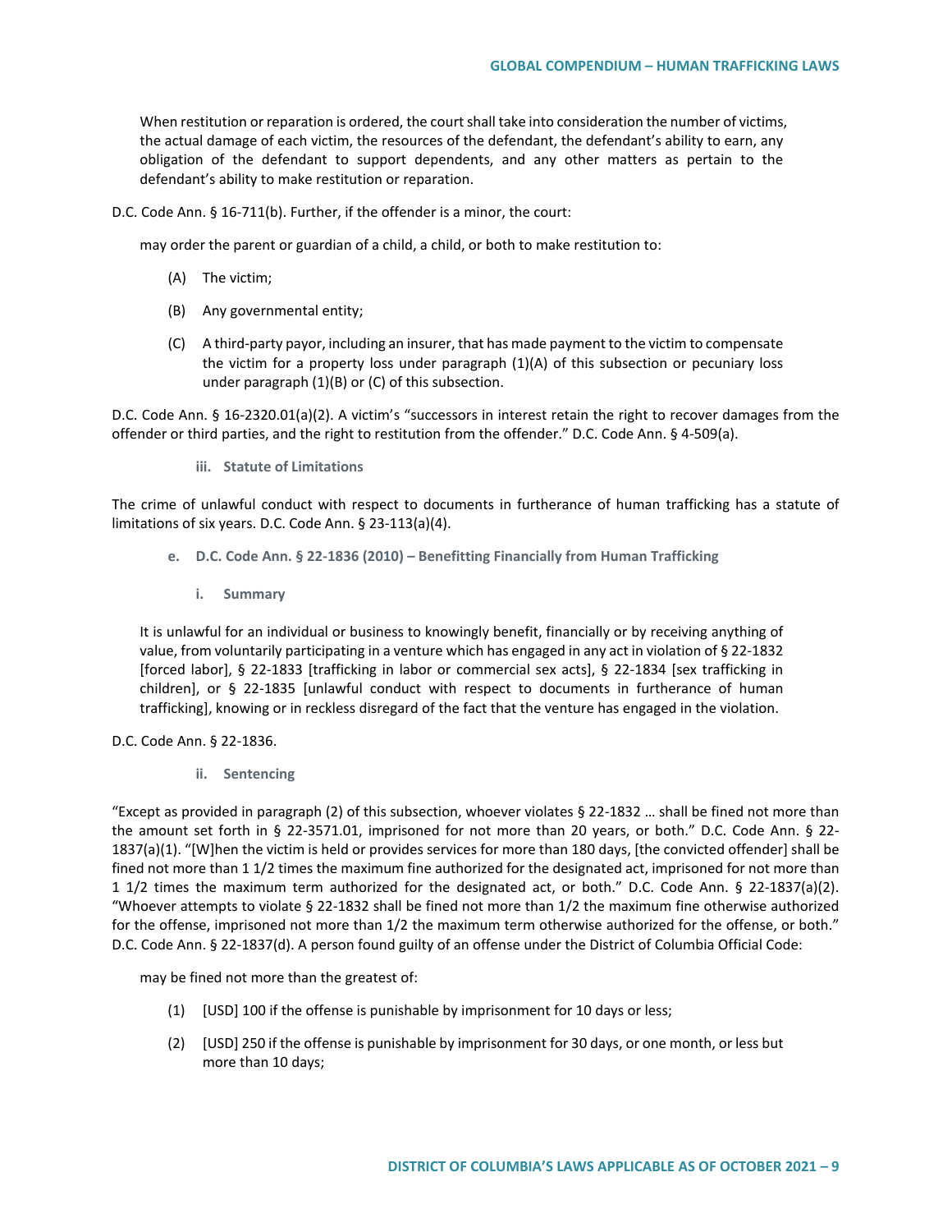> When restitution or reparation is ordered, the court shall take into consideration the number of victims, the actual damage of each victim, the resources of the defendant, the defendant's ability to earn, any obligation of the defendant to support dependents, and any other matters as pertain to the defendant's ability to make restitution or reparation.

D.C. Code Ann. § 16-711(b). Further, if the offender is a minor, the court:

> may order the parent or guardian of a child, a child, or both to make restitution to:
>
> (A) The victim;
>
> (B) Any governmental entity;
>
> (C) A third-party payor, including an insurer, that has made payment to the victim to compensate the victim for a property loss under paragraph (1)(A) of this subsection or pecuniary loss under paragraph (1)(B) or (C) of this subsection.

D.C. Code Ann. § 16-2320.01(a)(2). A victim's "successors in interest retain the right to recover damages from the offender or third parties, and the right to restitution from the offender." D.C. Code Ann. § 4-509(a).

#### iii. Statute of Limitations

The crime of unlawful conduct with respect to documents in furtherance of human trafficking has a statute of limitations of six years. D.C. Code Ann. § 23-113(a)(4).

### e. D.C. Code Ann. § 22-1836 (2010) – Benefitting Financially from Human Trafficking

#### i. Summary

> It is unlawful for an individual or business to knowingly benefit, financially or by receiving anything of value, from voluntarily participating in a venture which has engaged in any act in violation of § 22-1832 [forced labor], § 22-1833 [trafficking in labor or commercial sex acts], § 22-1834 [sex trafficking in children], or § 22-1835 [unlawful conduct with respect to documents in furtherance of human trafficking], knowing or in reckless disregard of the fact that the venture has engaged in the violation.

D.C. Code Ann. § 22-1836.

#### ii. Sentencing

"Except as provided in paragraph (2) of this subsection, whoever violates § 22-1832 … shall be fined not more than the amount set forth in § 22-3571.01, imprisoned for not more than 20 years, or both." D.C. Code Ann. § 22-1837(a)(1). "[W]hen the victim is held or provides services for more than 180 days, [the convicted offender] shall be fined not more than 1 1/2 times the maximum fine authorized for the designated act, imprisoned for not more than 1 1/2 times the maximum term authorized for the designated act, or both." D.C. Code Ann. § 22-1837(a)(2). "Whoever attempts to violate § 22-1832 shall be fined not more than 1/2 the maximum fine otherwise authorized for the offense, imprisoned not more than 1/2 the maximum term otherwise authorized for the offense, or both." D.C. Code Ann. § 22-1837(d). A person found guilty of an offense under the District of Columbia Official Code:

> may be fined not more than the greatest of:
>
> (1) [USD] 100 if the offense is punishable by imprisonment for 10 days or less;
>
> (2) [USD] 250 if the offense is punishable by imprisonment for 30 days, or one month, or less but more than 10 days;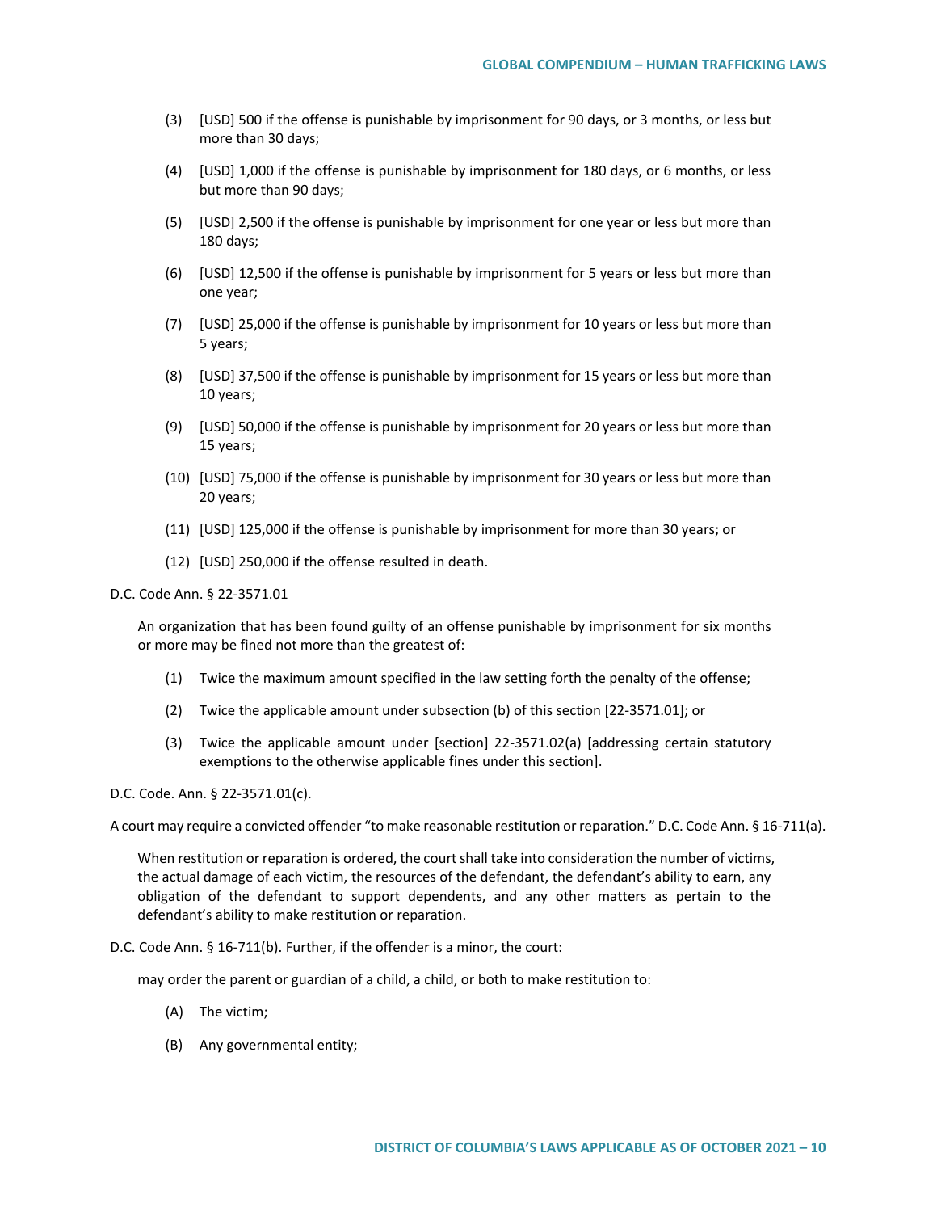(3) [USD] 500 if the offense is punishable by imprisonment for 90 days, or 3 months, or less but more than 30 days;

(4) [USD] 1,000 if the offense is punishable by imprisonment for 180 days, or 6 months, or less but more than 90 days;

(5) [USD] 2,500 if the offense is punishable by imprisonment for one year or less but more than 180 days;

(6) [USD] 12,500 if the offense is punishable by imprisonment for 5 years or less but more than one year;

(7) [USD] 25,000 if the offense is punishable by imprisonment for 10 years or less but more than 5 years;

(8) [USD] 37,500 if the offense is punishable by imprisonment for 15 years or less but more than 10 years;

(9) [USD] 50,000 if the offense is punishable by imprisonment for 20 years or less but more than 15 years;

(10) [USD] 75,000 if the offense is punishable by imprisonment for 30 years or less but more than 20 years;

(11) [USD] 125,000 if the offense is punishable by imprisonment for more than 30 years; or

(12) [USD] 250,000 if the offense resulted in death.

D.C. Code Ann. § 22-3571.01

> An organization that has been found guilty of an offense punishable by imprisonment for six months or more may be fined not more than the greatest of:
>
> (1) Twice the maximum amount specified in the law setting forth the penalty of the offense;
>
> (2) Twice the applicable amount under subsection (b) of this section [22-3571.01]; or
>
> (3) Twice the applicable amount under [section] 22-3571.02(a) [addressing certain statutory exemptions to the otherwise applicable fines under this section].

D.C. Code. Ann. § 22-3571.01(c).

A court may require a convicted offender "to make reasonable restitution or reparation." D.C. Code Ann. § 16-711(a).

> When restitution or reparation is ordered, the court shall take into consideration the number of victims, the actual damage of each victim, the resources of the defendant, the defendant's ability to earn, any obligation of the defendant to support dependents, and any other matters as pertain to the defendant's ability to make restitution or reparation.

D.C. Code Ann. § 16-711(b). Further, if the offender is a minor, the court:

> may order the parent or guardian of a child, a child, or both to make restitution to:
>
> (A) The victim;
>
> (B) Any governmental entity;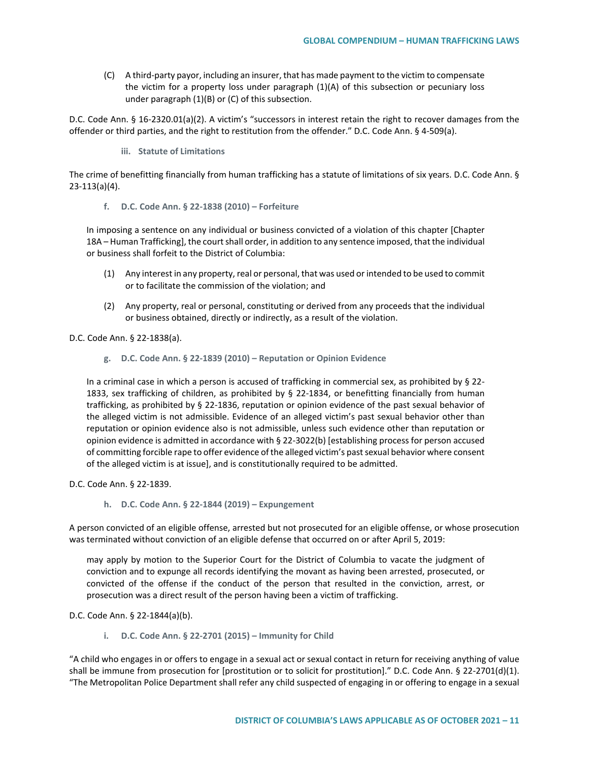(C) A third-party payor, including an insurer, that has made payment to the victim to compensate the victim for a property loss under paragraph (1)(A) of this subsection or pecuniary loss under paragraph (1)(B) or (C) of this subsection.

D.C. Code Ann. § 16-2320.01(a)(2). A victim's "successors in interest retain the right to recover damages from the offender or third parties, and the right to restitution from the offender." D.C. Code Ann. § 4-509(a).

#### iii. Statute of Limitations

The crime of benefitting financially from human trafficking has a statute of limitations of six years. D.C. Code Ann. § 23-113(a)(4).

### f. D.C. Code Ann. § 22-1838 (2010) – Forfeiture

> In imposing a sentence on any individual or business convicted of a violation of this chapter [Chapter 18A – Human Trafficking], the court shall order, in addition to any sentence imposed, that the individual or business shall forfeit to the District of Columbia:
>
> (1) Any interest in any property, real or personal, that was used or intended to be used to commit or to facilitate the commission of the violation; and
>
> (2) Any property, real or personal, constituting or derived from any proceeds that the individual or business obtained, directly or indirectly, as a result of the violation.

D.C. Code Ann. § 22-1838(a).

### g. D.C. Code Ann. § 22-1839 (2010) – Reputation or Opinion Evidence

> In a criminal case in which a person is accused of trafficking in commercial sex, as prohibited by § 22-1833, sex trafficking of children, as prohibited by § 22-1834, or benefitting financially from human trafficking, as prohibited by § 22-1836, reputation or opinion evidence of the past sexual behavior of the alleged victim is not admissible. Evidence of an alleged victim's past sexual behavior other than reputation or opinion evidence also is not admissible, unless such evidence other than reputation or opinion evidence is admitted in accordance with § 22-3022(b) [establishing process for person accused of committing forcible rape to offer evidence of the alleged victim's past sexual behavior where consent of the alleged victim is at issue], and is constitutionally required to be admitted.

D.C. Code Ann. § 22-1839.

### h. D.C. Code Ann. § 22-1844 (2019) – Expungement

A person convicted of an eligible offense, arrested but not prosecuted for an eligible offense, or whose prosecution was terminated without conviction of an eligible defense that occurred on or after April 5, 2019:

> may apply by motion to the Superior Court for the District of Columbia to vacate the judgment of conviction and to expunge all records identifying the movant as having been arrested, prosecuted, or convicted of the offense if the conduct of the person that resulted in the conviction, arrest, or prosecution was a direct result of the person having been a victim of trafficking.

D.C. Code Ann. § 22-1844(a)(b).

### i. D.C. Code Ann. § 22-2701 (2015) – Immunity for Child

"A child who engages in or offers to engage in a sexual act or sexual contact in return for receiving anything of value shall be immune from prosecution for [prostitution or to solicit for prostitution]." D.C. Code Ann. § 22-2701(d)(1). "The Metropolitan Police Department shall refer any child suspected of engaging in or offering to engage in a sexual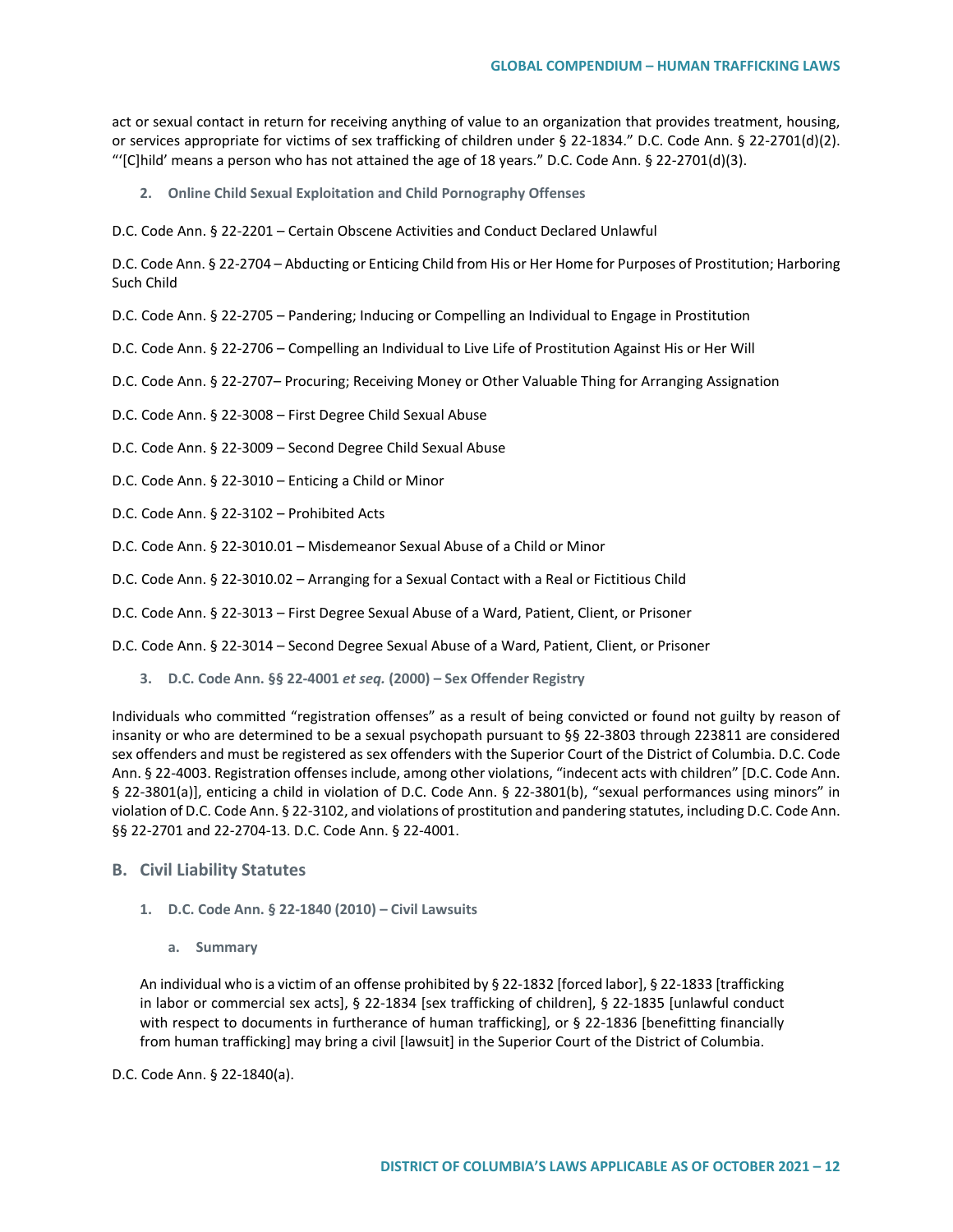act or sexual contact in return for receiving anything of value to an organization that provides treatment, housing, or services appropriate for victims of sex trafficking of children under § 22-1834." D.C. Code Ann. § 22-2701(d)(2). "'[C]hild' means a person who has not attained the age of 18 years." D.C. Code Ann. § 22-2701(d)(3).

### 2. Online Child Sexual Exploitation and Child Pornography Offenses

D.C. Code Ann. § 22-2201 – Certain Obscene Activities and Conduct Declared Unlawful

D.C. Code Ann. § 22-2704 – Abducting or Enticing Child from His or Her Home for Purposes of Prostitution; Harboring Such Child

D.C. Code Ann. § 22-2705 – Pandering; Inducing or Compelling an Individual to Engage in Prostitution

D.C. Code Ann. § 22-2706 – Compelling an Individual to Live Life of Prostitution Against His or Her Will

D.C. Code Ann. § 22-2707– Procuring; Receiving Money or Other Valuable Thing for Arranging Assignation

D.C. Code Ann. § 22-3008 – First Degree Child Sexual Abuse

D.C. Code Ann. § 22-3009 – Second Degree Child Sexual Abuse

D.C. Code Ann. § 22-3010 – Enticing a Child or Minor

D.C. Code Ann. § 22-3102 – Prohibited Acts

D.C. Code Ann. § 22-3010.01 – Misdemeanor Sexual Abuse of a Child or Minor

D.C. Code Ann. § 22-3010.02 – Arranging for a Sexual Contact with a Real or Fictitious Child

D.C. Code Ann. § 22-3013 – First Degree Sexual Abuse of a Ward, Patient, Client, or Prisoner

D.C. Code Ann. § 22-3014 – Second Degree Sexual Abuse of a Ward, Patient, Client, or Prisoner

### 3. D.C. Code Ann. §§ 22-4001 *et seq.* (2000) – Sex Offender Registry

Individuals who committed "registration offenses" as a result of being convicted or found not guilty by reason of insanity or who are determined to be a sexual psychopath pursuant to §§ 22-3803 through 223811 are considered sex offenders and must be registered as sex offenders with the Superior Court of the District of Columbia. D.C. Code Ann. § 22-4003. Registration offenses include, among other violations, "indecent acts with children" [D.C. Code Ann. § 22-3801(a)], enticing a child in violation of D.C. Code Ann. § 22-3801(b), "sexual performances using minors" in violation of D.C. Code Ann. § 22-3102, and violations of prostitution and pandering statutes, including D.C. Code Ann. §§ 22-2701 and 22-2704-13. D.C. Code Ann. § 22-4001.

## B. Civil Liability Statutes

### 1. D.C. Code Ann. § 22-1840 (2010) – Civil Lawsuits

#### a. Summary

> An individual who is a victim of an offense prohibited by § 22-1832 [forced labor], § 22-1833 [trafficking in labor or commercial sex acts], § 22-1834 [sex trafficking of children], § 22-1835 [unlawful conduct with respect to documents in furtherance of human trafficking], or § 22-1836 [benefitting financially from human trafficking] may bring a civil [lawsuit] in the Superior Court of the District of Columbia.

D.C. Code Ann. § 22-1840(a).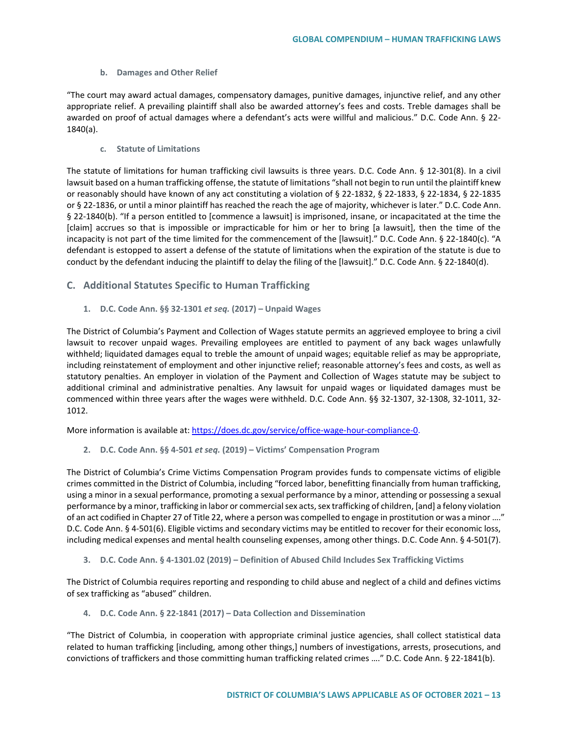#### b. Damages and Other Relief

"The court may award actual damages, compensatory damages, punitive damages, injunctive relief, and any other appropriate relief. A prevailing plaintiff shall also be awarded attorney's fees and costs. Treble damages shall be awarded on proof of actual damages where a defendant's acts were willful and malicious." D.C. Code Ann. § 22-1840(a).

#### c. Statute of Limitations

The statute of limitations for human trafficking civil lawsuits is three years. D.C. Code Ann. § 12-301(8). In a civil lawsuit based on a human trafficking offense, the statute of limitations "shall not begin to run until the plaintiff knew or reasonably should have known of any act constituting a violation of § 22-1832, § 22-1833, § 22-1834, § 22-1835 or § 22-1836, or until a minor plaintiff has reached the reach the age of majority, whichever is later." D.C. Code Ann. § 22-1840(b). "If a person entitled to [commence a lawsuit] is imprisoned, insane, or incapacitated at the time the [claim] accrues so that is impossible or impracticable for him or her to bring [a lawsuit], then the time of the incapacity is not part of the time limited for the commencement of the [lawsuit]." D.C. Code Ann. § 22-1840(c). "A defendant is estopped to assert a defense of the statute of limitations when the expiration of the statute is due to conduct by the defendant inducing the plaintiff to delay the filing of the [lawsuit]." D.C. Code Ann. § 22-1840(d).

## C. Additional Statutes Specific to Human Trafficking

### 1. D.C. Code Ann. §§ 32-1301 *et seq.* (2017) – Unpaid Wages

The District of Columbia's Payment and Collection of Wages statute permits an aggrieved employee to bring a civil lawsuit to recover unpaid wages. Prevailing employees are entitled to payment of any back wages unlawfully withheld; liquidated damages equal to treble the amount of unpaid wages; equitable relief as may be appropriate, including reinstatement of employment and other injunctive relief; reasonable attorney's fees and costs, as well as statutory penalties. An employer in violation of the Payment and Collection of Wages statute may be subject to additional criminal and administrative penalties. Any lawsuit for unpaid wages or liquidated damages must be commenced within three years after the wages were withheld. D.C. Code Ann. §§ 32-1307, 32-1308, 32-1011, 32-1012.

More information is available at: https://does.dc.gov/service/office-wage-hour-compliance-0.

### 2. D.C. Code Ann. §§ 4-501 *et seq.* (2019) – Victims' Compensation Program

The District of Columbia's Crime Victims Compensation Program provides funds to compensate victims of eligible crimes committed in the District of Columbia, including "forced labor, benefitting financially from human trafficking, using a minor in a sexual performance, promoting a sexual performance by a minor, attending or possessing a sexual performance by a minor, trafficking in labor or commercial sex acts, sex trafficking of children, [and] a felony violation of an act codified in Chapter 27 of Title 22, where a person was compelled to engage in prostitution or was a minor …." D.C. Code Ann. § 4-501(6). Eligible victims and secondary victims may be entitled to recover for their economic loss, including medical expenses and mental health counseling expenses, among other things. D.C. Code Ann. § 4-501(7).

### 3. D.C. Code Ann. § 4-1301.02 (2019) – Definition of Abused Child Includes Sex Trafficking Victims

The District of Columbia requires reporting and responding to child abuse and neglect of a child and defines victims of sex trafficking as "abused" children.

### 4. D.C. Code Ann. § 22-1841 (2017) – Data Collection and Dissemination

"The District of Columbia, in cooperation with appropriate criminal justice agencies, shall collect statistical data related to human trafficking [including, among other things,] numbers of investigations, arrests, prosecutions, and convictions of traffickers and those committing human trafficking related crimes …." D.C. Code Ann. § 22-1841(b).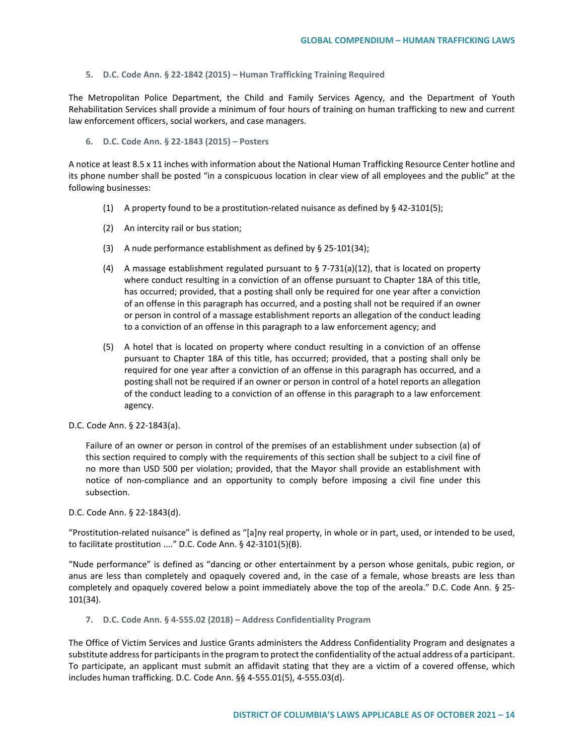### 5. D.C. Code Ann. § 22-1842 (2015) – Human Trafficking Training Required

The Metropolitan Police Department, the Child and Family Services Agency, and the Department of Youth Rehabilitation Services shall provide a minimum of four hours of training on human trafficking to new and current law enforcement officers, social workers, and case managers.

### 6. D.C. Code Ann. § 22-1843 (2015) – Posters

A notice at least 8.5 x 11 inches with information about the National Human Trafficking Resource Center hotline and its phone number shall be posted "in a conspicuous location in clear view of all employees and the public" at the following businesses:

> (1) A property found to be a prostitution-related nuisance as defined by § 42-3101(5);
>
> (2) An intercity rail or bus station;
>
> (3) A nude performance establishment as defined by § 25-101(34);
>
> (4) A massage establishment regulated pursuant to § 7-731(a)(12), that is located on property where conduct resulting in a conviction of an offense pursuant to Chapter 18A of this title, has occurred; provided, that a posting shall only be required for one year after a conviction of an offense in this paragraph has occurred, and a posting shall not be required if an owner or person in control of a massage establishment reports an allegation of the conduct leading to a conviction of an offense in this paragraph to a law enforcement agency; and
>
> (5) A hotel that is located on property where conduct resulting in a conviction of an offense pursuant to Chapter 18A of this title, has occurred; provided, that a posting shall only be required for one year after a conviction of an offense in this paragraph has occurred, and a posting shall not be required if an owner or person in control of a hotel reports an allegation of the conduct leading to a conviction of an offense in this paragraph to a law enforcement agency.

D.C. Code Ann. § 22-1843(a).

> Failure of an owner or person in control of the premises of an establishment under subsection (a) of this section required to comply with the requirements of this section shall be subject to a civil fine of no more than USD 500 per violation; provided, that the Mayor shall provide an establishment with notice of non-compliance and an opportunity to comply before imposing a civil fine under this subsection.

D.C. Code Ann. § 22-1843(d).

"Prostitution-related nuisance" is defined as "[a]ny real property, in whole or in part, used, or intended to be used, to facilitate prostitution ...." D.C. Code Ann. § 42-3101(5)(B).

"Nude performance" is defined as "dancing or other entertainment by a person whose genitals, pubic region, or anus are less than completely and opaquely covered and, in the case of a female, whose breasts are less than completely and opaquely covered below a point immediately above the top of the areola." D.C. Code Ann. § 25-101(34).

### 7. D.C. Code Ann. § 4-555.02 (2018) – Address Confidentiality Program

The Office of Victim Services and Justice Grants administers the Address Confidentiality Program and designates a substitute address for participants in the program to protect the confidentiality of the actual address of a participant. To participate, an applicant must submit an affidavit stating that they are a victim of a covered offense, which includes human trafficking. D.C. Code Ann. §§ 4-555.01(5), 4-555.03(d).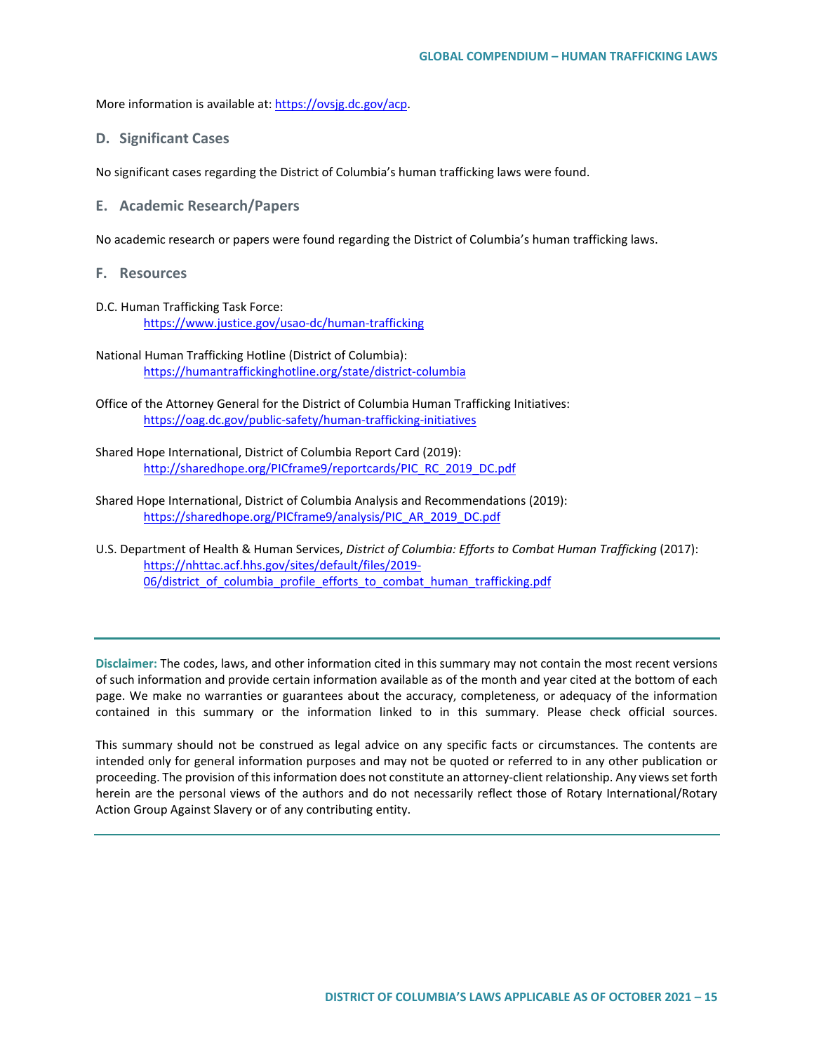More information is available at: https://ovsjg.dc.gov/acp.

## D. Significant Cases

No significant cases regarding the District of Columbia's human trafficking laws were found.

## E. Academic Research/Papers

No academic research or papers were found regarding the District of Columbia's human trafficking laws.

## F. Resources

D.C. Human Trafficking Task Force:
https://www.justice.gov/usao-dc/human-trafficking

National Human Trafficking Hotline (District of Columbia):
https://humantraffickinghotline.org/state/district-columbia

Office of the Attorney General for the District of Columbia Human Trafficking Initiatives:
https://oag.dc.gov/public-safety/human-trafficking-initiatives

Shared Hope International, District of Columbia Report Card (2019):
http://sharedhope.org/PICframe9/reportcards/PIC_RC_2019_DC.pdf

Shared Hope International, District of Columbia Analysis and Recommendations (2019):
https://sharedhope.org/PICframe9/analysis/PIC_AR_2019_DC.pdf

U.S. Department of Health & Human Services, *District of Columbia: Efforts to Combat Human Trafficking* (2017):
https://nhttac.acf.hhs.gov/sites/default/files/2019-06/district_of_columbia_profile_efforts_to_combat_human_trafficking.pdf

---

**Disclaimer:** The codes, laws, and other information cited in this summary may not contain the most recent versions of such information and provide certain information available as of the month and year cited at the bottom of each page. We make no warranties or guarantees about the accuracy, completeness, or adequacy of the information contained in this summary or the information linked to in this summary. Please check official sources.

This summary should not be construed as legal advice on any specific facts or circumstances. The contents are intended only for general information purposes and may not be quoted or referred to in any other publication or proceeding. The provision of this information does not constitute an attorney-client relationship. Any views set forth herein are the personal views of the authors and do not necessarily reflect those of Rotary International/Rotary Action Group Against Slavery or of any contributing entity.

---